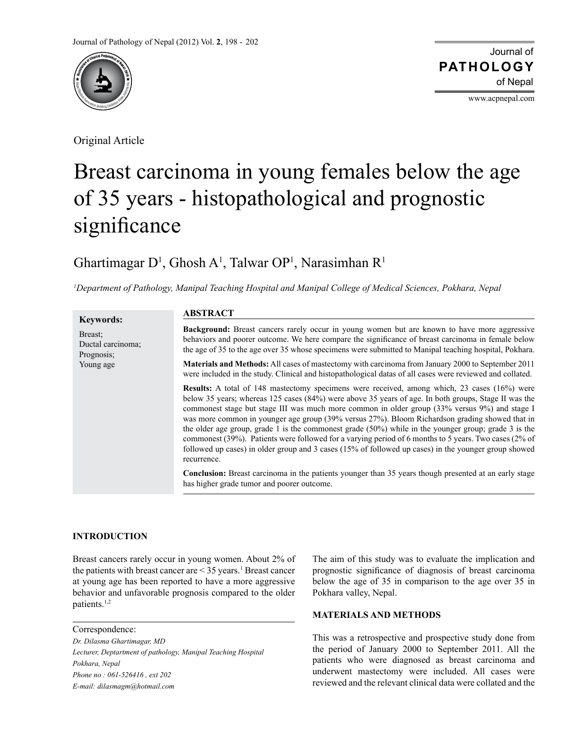Original Article

# Breast carcinoma in young females below the age of 35 years - histopathological and prognostic significance

Ghartimagar D[1], Ghosh A[1], Talwar OP[1], Narasimhan R[1]

*[1]Department of Pathology, Manipal Teaching Hospital and Manipal College of Medical Sciences, Pokhara, Nepal*

**Keywords:**

Breast;
Ductal carcinoma;
Prognosis;
Young age

## ABSTRACT

**Background:** Breast cancers rarely occur in young women but are known to have more aggressive behaviors and poorer outcome. We here compare the significance of breast carcinoma in female below the age of 35 to the age over 35 whose specimens were submitted to Manipal teaching hospital, Pokhara.

**Materials and Methods:** All cases of mastectomy with carcinoma from January 2000 to September 2011 were included in the study. Clinical and histopathological datas of all cases were reviewed and collated.

**Results:** A total of 148 mastectomy specimens were received, among which, 23 cases (16%) were below 35 years; whereas 125 cases (84%) were above 35 years of age. In both groups, Stage II was the commonest stage but stage III was much more common in older group (33% versus 9%) and stage I was more common in younger age group (39% versus 27%). Bloom Richardson grading showed that in the older age group, grade 1 is the commonest grade (50%) while in the younger group; grade 3 is the commonest (39%). Patients were followed for a varying period of 6 months to 5 years. Two cases (2% of followed up cases) in older group and 3 cases (15% of followed up cases) in the younger group showed recurrence.

**Conclusion:** Breast carcinoma in the patients younger than 35 years though presented at an early stage has higher grade tumor and poorer outcome.

## INTRODUCTION

Breast cancers rarely occur in young women. About 2% of the patients with breast cancer are < 35 years.[1] Breast cancer at young age has been reported to have a more aggressive behavior and unfavorable prognosis compared to the older patients.[1,2]

The aim of this study was to evaluate the implication and prognostic significance of diagnosis of breast carcinoma below the age of 35 in comparison to the age over 35 in Pokhara valley, Nepal.

## MATERIALS AND METHODS

This was a retrospective and prospective study done from the period of January 2000 to September 2011. All the patients who were diagnosed as breast carcinoma and underwent mastectomy were included. All cases were reviewed and the relevant clinical data were collated and the

Correspondence:
*Dr. Dilasma Ghartimagar, MD*
*Lecturer, Deptartment of pathology, Manipal Teaching Hospital*
*Pokhara, Nepal*
*Phone no : 061-526416 , ext 202*
*E-mail: dilasmagm@hotmail.com*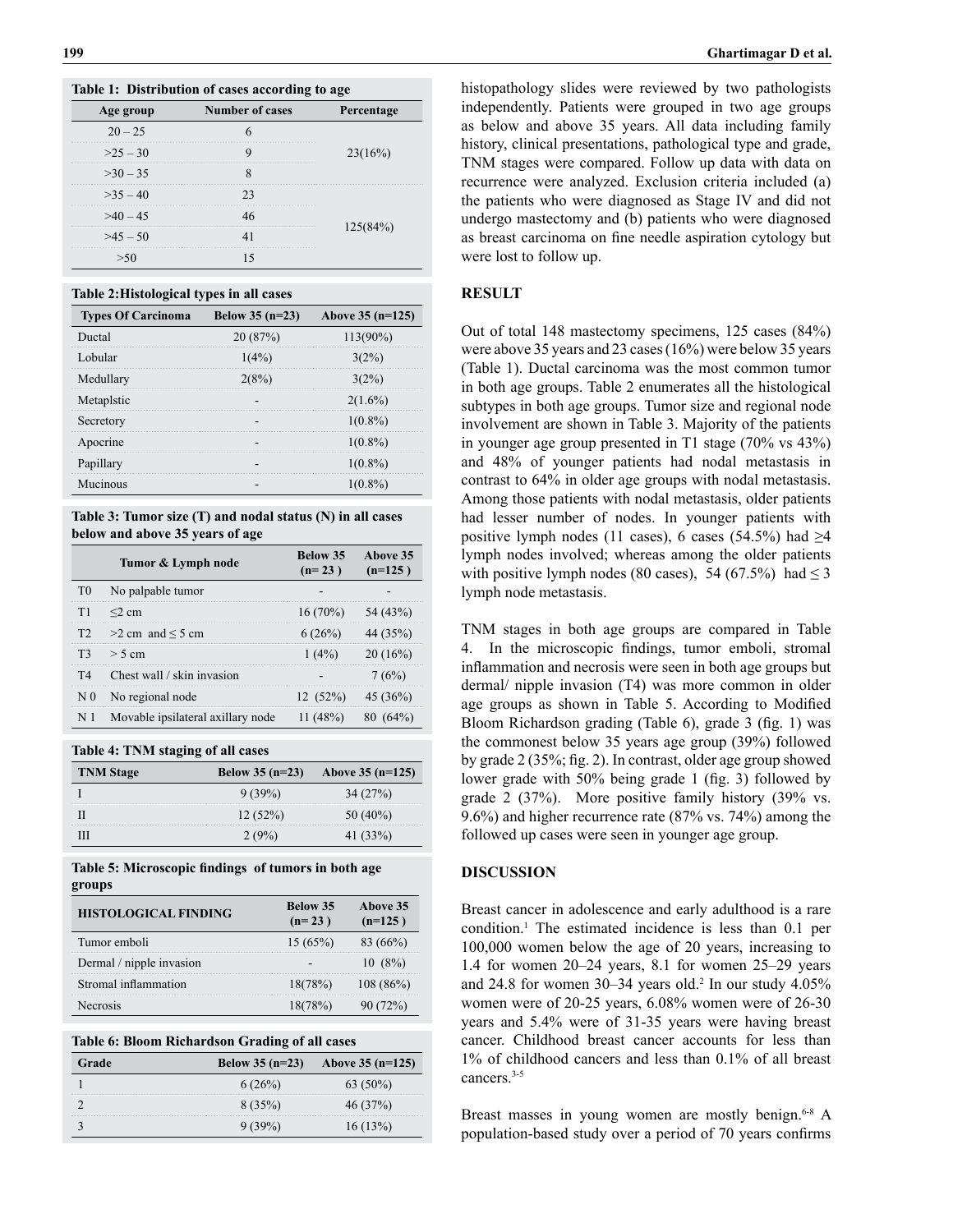**Table 1: Distribution of cases according to age**

| Age group | Number of cases | Percentage |
|---|---|---|
| 20 – 25 | 6 | 23(16%) |
| >25 – 30 | 9 | |
| >30 – 35 | 8 | |
| >35 – 40 | 23 | 125(84%) |
| >40 – 45 | 46 | |
| >45 – 50 | 41 | |
| >50 | 15 | |

**Table 2:Histological types in all cases**

| Types Of Carcinoma | Below 35 (n=23) | Above 35 (n=125) |
|---|---|---|
| Ductal | 20 (87%) | 113(90%) |
| Lobular | 1(4%) | 3(2%) |
| Medullary | 2(8%) | 3(2%) |
| Metaplstic | - | 2(1.6%) |
| Secretory | - | 1(0.8%) |
| Apocrine | - | 1(0.8%) |
| Papillary | - | 1(0.8%) |
| Mucinous | - | 1(0.8%) |

**Table 3: Tumor size (T) and nodal status (N) in all cases below and above 35 years of age**

| Tumor & Lymph node | | Below 35 (n= 23 ) | Above 35 (n=125 ) |
|---|---|---|---|
| T0 | No palpable tumor | - | - |
| T1 | ≤2 cm | 16 (70%) | 54 (43%) |
| T2 | >2 cm and ≤ 5 cm | 6 (26%) | 44 (35%) |
| T3 | > 5 cm | 1 (4%) | 20 (16%) |
| T4 | Chest wall / skin invasion | - | 7 (6%) |
| N 0 | No regional node | 12 (52%) | 45 (36%) |
| N 1 | Movable ipsilateral axillary node | 11 (48%) | 80 (64%) |

**Table 4: TNM staging of all cases**

| TNM Stage | Below 35 (n=23) | Above 35 (n=125) |
|---|---|---|
| I | 9 (39%) | 34 (27%) |
| II | 12 (52%) | 50 (40%) |
| III | 2 (9%) | 41 (33%) |

**Table 5: Microscopic findings of tumors in both age groups**

| HISTOLOGICAL FINDING | Below 35 (n= 23 ) | Above 35 (n=125 ) |
|---|---|---|
| Tumor emboli | 15 (65%) | 83 (66%) |
| Dermal / nipple invasion | - | 10 (8%) |
| Stromal inflammation | 18(78%) | 108 (86%) |
| Necrosis | 18(78%) | 90 (72%) |

**Table 6: Bloom Richardson Grading of all cases**

| Grade | Below 35 (n=23) | Above 35 (n=125) |
|---|---|---|
| 1 | 6 (26%) | 63 (50%) |
| 2 | 8 (35%) | 46 (37%) |
| 3 | 9 (39%) | 16 (13%) |

histopathology slides were reviewed by two pathologists independently. Patients were grouped in two age groups as below and above 35 years. All data including family history, clinical presentations, pathological type and grade, TNM stages were compared. Follow up data with data on recurrence were analyzed. Exclusion criteria included (a) the patients who were diagnosed as Stage IV and did not undergo mastectomy and (b) patients who were diagnosed as breast carcinoma on fine needle aspiration cytology but were lost to follow up.

## RESULT

Out of total 148 mastectomy specimens, 125 cases (84%) were above 35 years and 23 cases (16%) were below 35 years (Table 1). Ductal carcinoma was the most common tumor in both age groups. Table 2 enumerates all the histological subtypes in both age groups. Tumor size and regional node involvement are shown in Table 3. Majority of the patients in younger age group presented in T1 stage (70% vs 43%) and 48% of younger patients had nodal metastasis in contrast to 64% in older age groups with nodal metastasis. Among those patients with nodal metastasis, older patients had lesser number of nodes. In younger patients with positive lymph nodes (11 cases), 6 cases (54.5%) had ≥4 lymph nodes involved; whereas among the older patients with positive lymph nodes (80 cases), 54 (67.5%) had ≤ 3 lymph node metastasis.

TNM stages in both age groups are compared in Table 4. In the microscopic findings, tumor emboli, stromal inflammation and necrosis were seen in both age groups but dermal/ nipple invasion (T4) was more common in older age groups as shown in Table 5. According to Modified Bloom Richardson grading (Table 6), grade 3 (fig. 1) was the commonest below 35 years age group (39%) followed by grade 2 (35%; fig. 2). In contrast, older age group showed lower grade with 50% being grade 1 (fig. 3) followed by grade 2 (37%). More positive family history (39% vs. 9.6%) and higher recurrence rate (87% vs. 74%) among the followed up cases were seen in younger age group.

## DISCUSSION

Breast cancer in adolescence and early adulthood is a rare condition.[1] The estimated incidence is less than 0.1 per 100,000 women below the age of 20 years, increasing to 1.4 for women 20–24 years, 8.1 for women 25–29 years and 24.8 for women 30–34 years old.[2] In our study 4.05% women were of 20-25 years, 6.08% women were of 26-30 years and 5.4% were of 31-35 years were having breast cancer. Childhood breast cancer accounts for less than 1% of childhood cancers and less than 0.1% of all breast cancers.[3-5]

Breast masses in young women are mostly benign.[6-8] A population-based study over a period of 70 years confirms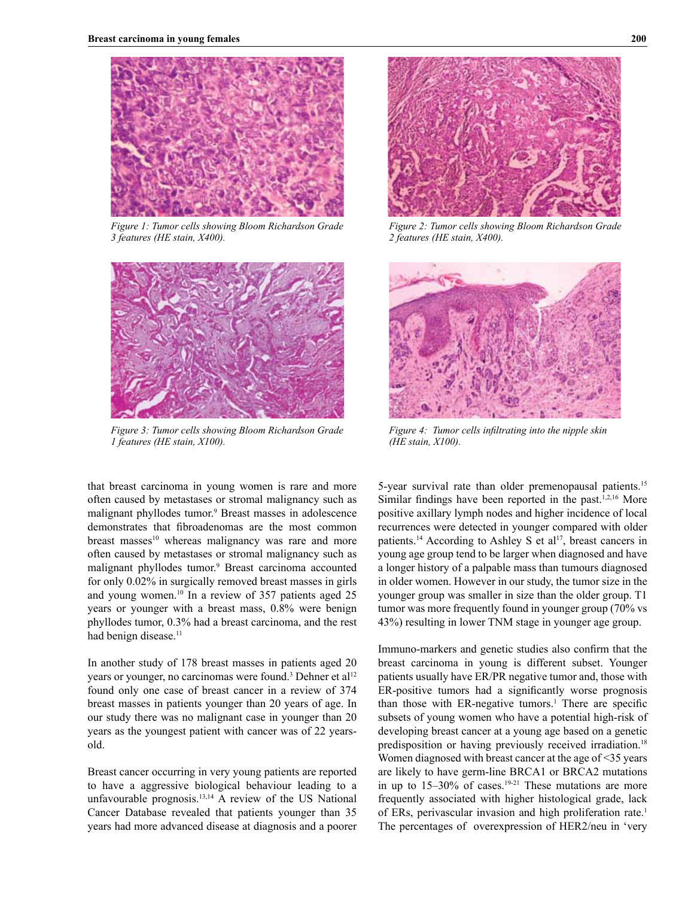Figure 1: Tumor cells showing Bloom Richardson Grade 3 features (HE stain, X400).

Figure 2: Tumor cells showing Bloom Richardson Grade 2 features (HE stain, X400).

Figure 3: Tumor cells showing Bloom Richardson Grade 1 features (HE stain, X100).

Figure 4: Tumor cells infiltrating into the nipple skin (HE stain, X100).

that breast carcinoma in young women is rare and more often caused by metastases or stromal malignancy such as malignant phyllodes tumor.[9] Breast masses in adolescence demonstrates that fibroadenomas are the most common breast masses[10] whereas malignancy was rare and more often caused by metastases or stromal malignancy such as malignant phyllodes tumor.[9] Breast carcinoma accounted for only 0.02% in surgically removed breast masses in girls and young women.[10] In a review of 357 patients aged 25 years or younger with a breast mass, 0.8% were benign phyllodes tumor, 0.3% had a breast carcinoma, and the rest had benign disease.[11]

In another study of 178 breast masses in patients aged 20 years or younger, no carcinomas were found.[3] Dehner et al[12] found only one case of breast cancer in a review of 374 breast masses in patients younger than 20 years of age. In our study there was no malignant case in younger than 20 years as the youngest patient with cancer was of 22 years-old.

Breast cancer occurring in very young patients are reported to have a aggressive biological behaviour leading to a unfavourable prognosis.[13,14] A review of the US National Cancer Database revealed that patients younger than 35 years had more advanced disease at diagnosis and a poorer 5-year survival rate than older premenopausal patients.[15] Similar findings have been reported in the past.[1,2,16] More positive axillary lymph nodes and higher incidence of local recurrences were detected in younger compared with older patients.[14] According to Ashley S et al[17], breast cancers in young age group tend to be larger when diagnosed and have a longer history of a palpable mass than tumours diagnosed in older women. However in our study, the tumor size in the younger group was smaller in size than the older group. T1 tumor was more frequently found in younger group (70% vs 43%) resulting in lower TNM stage in younger age group.

Immuno-markers and genetic studies also confirm that the breast carcinoma in young is different subset. Younger patients usually have ER/PR negative tumor and, those with ER-positive tumors had a significantly worse prognosis than those with ER-negative tumors.[1] There are specific subsets of young women who have a potential high-risk of developing breast cancer at a young age based on a genetic predisposition or having previously received irradiation.[18] Women diagnosed with breast cancer at the age of <35 years are likely to have germ-line BRCA1 or BRCA2 mutations in up to 15–30% of cases.[19-21] These mutations are more frequently associated with higher histological grade, lack of ERs, perivascular invasion and high proliferation rate.[1] The percentages of overexpression of HER2/neu in 'very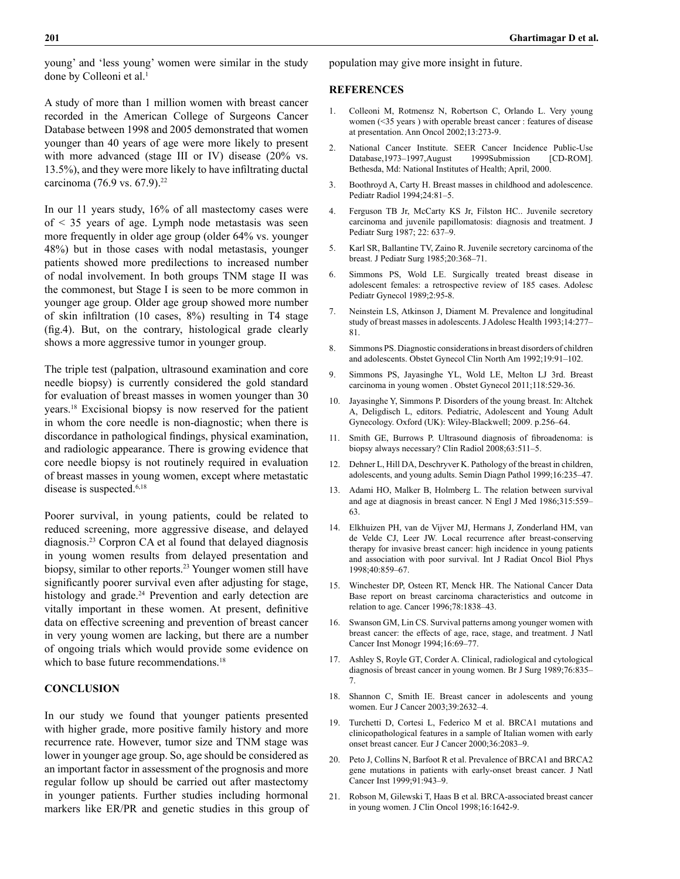young' and 'less young' women were similar in the study done by Colleoni et al.[1]

A study of more than 1 million women with breast cancer recorded in the American College of Surgeons Cancer Database between 1998 and 2005 demonstrated that women younger than 40 years of age were more likely to present with more advanced (stage III or IV) disease (20% vs. 13.5%), and they were more likely to have infiltrating ductal carcinoma (76.9 vs. 67.9).[22]

In our 11 years study, 16% of all mastectomy cases were of < 35 years of age. Lymph node metastasis was seen more frequently in older age group (older 64% vs. younger 48%) but in those cases with nodal metastasis, younger patients showed more predilections to increased number of nodal involvement. In both groups TNM stage II was the commonest, but Stage I is seen to be more common in younger age group. Older age group showed more number of skin infiltration (10 cases, 8%) resulting in T4 stage (fig.4). But, on the contrary, histological grade clearly shows a more aggressive tumor in younger group.

The triple test (palpation, ultrasound examination and core needle biopsy) is currently considered the gold standard for evaluation of breast masses in women younger than 30 years.[18] Excisional biopsy is now reserved for the patient in whom the core needle is non-diagnostic; when there is discordance in pathological findings, physical examination, and radiologic appearance. There is growing evidence that core needle biopsy is not routinely required in evaluation of breast masses in young women, except where metastatic disease is suspected.[6,18]

Poorer survival, in young patients, could be related to reduced screening, more aggressive disease, and delayed diagnosis.[23] Corpron CA et al found that delayed diagnosis in young women results from delayed presentation and biopsy, similar to other reports.[23] Younger women still have significantly poorer survival even after adjusting for stage, histology and grade.[24] Prevention and early detection are vitally important in these women. At present, definitive data on effective screening and prevention of breast cancer in very young women are lacking, but there are a number of ongoing trials which would provide some evidence on which to base future recommendations.[18]

## CONCLUSION

In our study we found that younger patients presented with higher grade, more positive family history and more recurrence rate. However, tumor size and TNM stage was lower in younger age group. So, age should be considered as an important factor in assessment of the prognosis and more regular follow up should be carried out after mastectomy in younger patients. Further studies including hormonal markers like ER/PR and genetic studies in this group of population may give more insight in future.

## REFERENCES

1. Colleoni M, Rotmensz N, Robertson C, Orlando L. Very young women (<35 years ) with operable breast cancer : features of disease at presentation. Ann Oncol 2002;13:273-9.
2. National Cancer Institute. SEER Cancer Incidence Public-Use Database,1973–1997,August 1999Submission [CD-ROM]. Bethesda, Md: National Institutes of Health; April, 2000.
3. Boothroyd A, Carty H. Breast masses in childhood and adolescence. Pediatr Radiol 1994;24:81–5.
4. Ferguson TB Jr, McCarty KS Jr, Filston HC.. Juvenile secretory carcinoma and juvenile papillomatosis: diagnosis and treatment. J Pediatr Surg 1987; 22: 637–9.
5. Karl SR, Ballantine TV, Zaino R. Juvenile secretory carcinoma of the breast. J Pediatr Surg 1985;20:368–71.
6. Simmons PS, Wold LE. Surgically treated breast disease in adolescent females: a retrospective review of 185 cases. Adolesc Pediatr Gynecol 1989;2:95-8.
7. Neinstein LS, Atkinson J, Diament M. Prevalence and longitudinal study of breast masses in adolescents. J Adolesc Health 1993;14:277–81.
8. Simmons PS. Diagnostic considerations in breast disorders of children and adolescents. Obstet Gynecol Clin North Am 1992;19:91–102.
9. Simmons PS, Jayasinghe YL, Wold LE, Melton LJ 3rd. Breast carcinoma in young women . Obstet Gynecol 2011;118:529-36.
10. Jayasinghe Y, Simmons P. Disorders of the young breast. In: Altchek A, Deligdisch L, editors. Pediatric, Adolescent and Young Adult Gynecology. Oxford (UK): Wiley-Blackwell; 2009. p.256–64.
11. Smith GE, Burrows P. Ultrasound diagnosis of fibroadenoma: is biopsy always necessary? Clin Radiol 2008;63:511–5.
12. Dehner L, Hill DA, Deschryver K. Pathology of the breast in children, adolescents, and young adults. Semin Diagn Pathol 1999;16:235–47.
13. Adami HO, Malker B, Holmberg L. The relation between survival and age at diagnosis in breast cancer. N Engl J Med 1986;315:559–63.
14. Elkhuizen PH, van de Vijver MJ, Hermans J, Zonderland HM, van de Velde CJ, Leer JW. Local recurrence after breast-conserving therapy for invasive breast cancer: high incidence in young patients and association with poor survival. Int J Radiat Oncol Biol Phys 1998;40:859–67.
15. Winchester DP, Osteen RT, Menck HR. The National Cancer Data Base report on breast carcinoma characteristics and outcome in relation to age. Cancer 1996;78:1838–43.
16. Swanson GM, Lin CS. Survival patterns among younger women with breast cancer: the effects of age, race, stage, and treatment. J Natl Cancer Inst Monogr 1994;16:69–77.
17. Ashley S, Royle GT, Corder A. Clinical, radiological and cytological diagnosis of breast cancer in young women. Br J Surg 1989;76:835–7.
18. Shannon C, Smith IE. Breast cancer in adolescents and young women. Eur J Cancer 2003;39:2632–4.
19. Turchetti D, Cortesi L, Federico M et al. BRCA1 mutations and clinicopathological features in a sample of Italian women with early onset breast cancer. Eur J Cancer 2000;36:2083–9.
20. Peto J, Collins N, Barfoot R et al. Prevalence of BRCA1 and BRCA2 gene mutations in patients with early-onset breast cancer. J Natl Cancer Inst 1999;91:943–9.
21. Robson M, Gilewski T, Haas B et al. BRCA-associated breast cancer in young women. J Clin Oncol 1998;16:1642-9.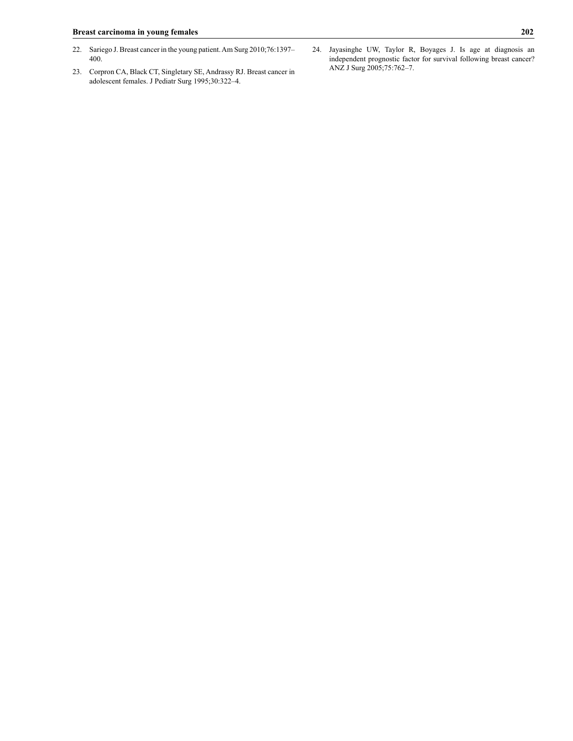22. Sariego J. Breast cancer in the young patient. Am Surg 2010;76:1397–400.
23. Corpron CA, Black CT, Singletary SE, Andrassy RJ. Breast cancer in adolescent females. J Pediatr Surg 1995;30:322–4.
24. Jayasinghe UW, Taylor R, Boyages J. Is age at diagnosis an independent prognostic factor for survival following breast cancer? ANZ J Surg 2005;75:762–7.